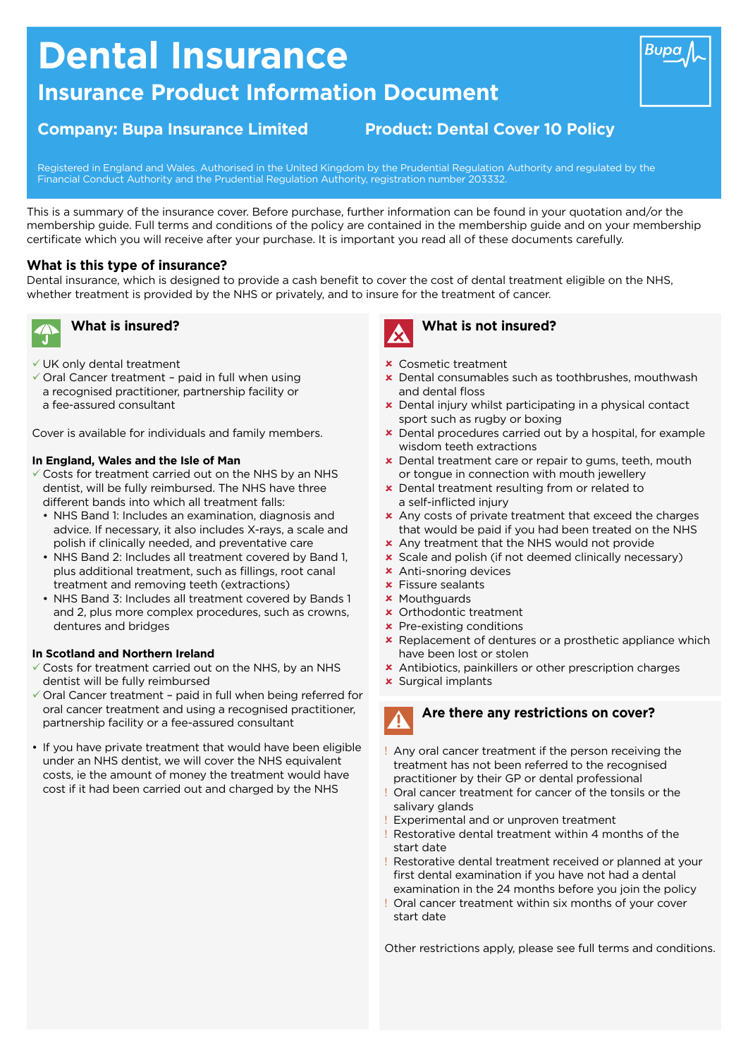# Dental Insurance

## Insurance Product Information Document

**Company: Bupa Insurance Limited** **Product: Dental Cover 10 Policy**

Registered in England and Wales. Authorised in the United Kingdom by the Prudential Regulation Authority and regulated by the Financial Conduct Authority and the Prudential Regulation Authority, registration number 203332.

This is a summary of the insurance cover. Before purchase, further information can be found in your quotation and/or the membership guide. Full terms and conditions of the policy are contained in the membership guide and on your membership certificate which you will receive after your purchase. It is important you read all of these documents carefully.

### What is this type of insurance?

Dental insurance, which is designed to provide a cash benefit to cover the cost of dental treatment eligible on the NHS, whether treatment is provided by the NHS or privately, and to insure for the treatment of cancer.

### What is insured?

- ✓ UK only dental treatment
- ✓ Oral Cancer treatment – paid in full when using a recognised practitioner, partnership facility or a fee-assured consultant

Cover is available for individuals and family members.

**In England, Wales and the Isle of Man**

- ✓ Costs for treatment carried out on the NHS by an NHS dentist, will be fully reimbursed. The NHS have three different bands into which all treatment falls:
  - NHS Band 1: Includes an examination, diagnosis and advice. If necessary, it also includes X-rays, a scale and polish if clinically needed, and preventative care
  - NHS Band 2: Includes all treatment covered by Band 1, plus additional treatment, such as fillings, root canal treatment and removing teeth (extractions)
  - NHS Band 3: Includes all treatment covered by Bands 1 and 2, plus more complex procedures, such as crowns, dentures and bridges

**In Scotland and Northern Ireland**

- ✓ Costs for treatment carried out on the NHS, by an NHS dentist will be fully reimbursed
- ✓ Oral Cancer treatment – paid in full when being referred for oral cancer treatment and using a recognised practitioner, partnership facility or a fee-assured consultant

- If you have private treatment that would have been eligible under an NHS dentist, we will cover the NHS equivalent costs, ie the amount of money the treatment would have cost if it had been carried out and charged by the NHS

### What is not insured?

- ✗ Cosmetic treatment
- ✗ Dental consumables such as toothbrushes, mouthwash and dental floss
- ✗ Dental injury whilst participating in a physical contact sport such as rugby or boxing
- ✗ Dental procedures carried out by a hospital, for example wisdom teeth extractions
- ✗ Dental treatment care or repair to gums, teeth, mouth or tongue in connection with mouth jewellery
- ✗ Dental treatment resulting from or related to a self-inflicted injury
- ✗ Any costs of private treatment that exceed the charges that would be paid if you had been treated on the NHS
- ✗ Any treatment that the NHS would not provide
- ✗ Scale and polish (if not deemed clinically necessary)
- ✗ Anti-snoring devices
- ✗ Fissure sealants
- ✗ Mouthguards
- ✗ Orthodontic treatment
- ✗ Pre-existing conditions
- ✗ Replacement of dentures or a prosthetic appliance which have been lost or stolen
- ✗ Antibiotics, painkillers or other prescription charges
- ✗ Surgical implants

### Are there any restrictions on cover?

- ! Any oral cancer treatment if the person receiving the treatment has not been referred to the recognised practitioner by their GP or dental professional
- ! Oral cancer treatment for cancer of the tonsils or the salivary glands
- ! Experimental and or unproven treatment
- ! Restorative dental treatment within 4 months of the start date
- ! Restorative dental treatment received or planned at your first dental examination if you have not had a dental examination in the 24 months before you join the policy
- ! Oral cancer treatment within six months of your cover start date

Other restrictions apply, please see full terms and conditions.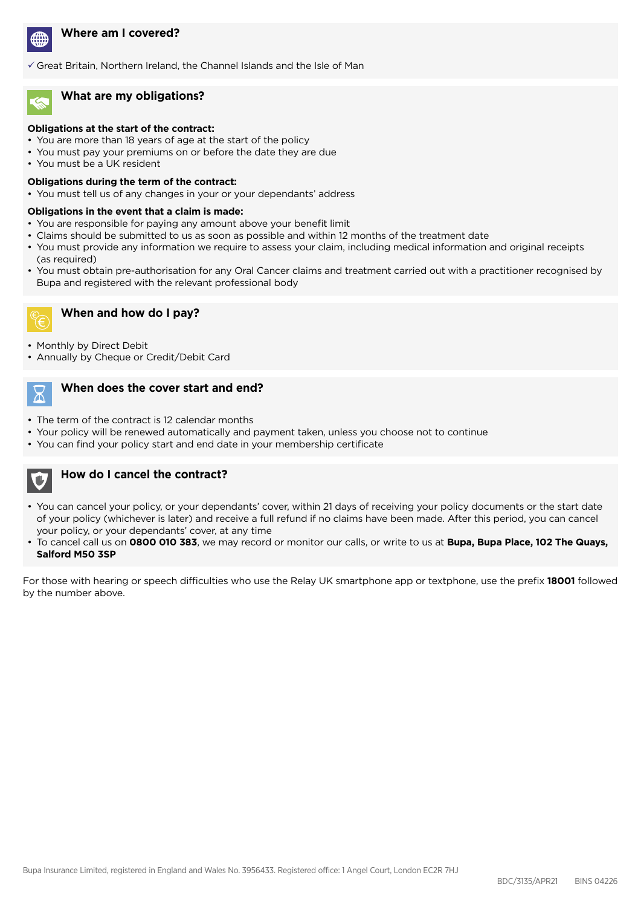## Where am I covered?

✓ Great Britain, Northern Ireland, the Channel Islands and the Isle of Man

## What are my obligations?

**Obligations at the start of the contract:**

- You are more than 18 years of age at the start of the policy
- You must pay your premiums on or before the date they are due
- You must be a UK resident

**Obligations during the term of the contract:**

- You must tell us of any changes in your or your dependants' address

**Obligations in the event that a claim is made:**

- You are responsible for paying any amount above your benefit limit
- Claims should be submitted to us as soon as possible and within 12 months of the treatment date
- You must provide any information we require to assess your claim, including medical information and original receipts (as required)
- You must obtain pre-authorisation for any Oral Cancer claims and treatment carried out with a practitioner recognised by Bupa and registered with the relevant professional body

## When and how do I pay?

- Monthly by Direct Debit
- Annually by Cheque or Credit/Debit Card

## When does the cover start and end?

- The term of the contract is 12 calendar months
- Your policy will be renewed automatically and payment taken, unless you choose not to continue
- You can find your policy start and end date in your membership certificate

## How do I cancel the contract?

- You can cancel your policy, or your dependants' cover, within 21 days of receiving your policy documents or the start date of your policy (whichever is later) and receive a full refund if no claims have been made. After this period, you can cancel your policy, or your dependants' cover, at any time
- To cancel call us on **0800 010 383**, we may record or monitor our calls, or write to us at **Bupa, Bupa Place, 102 The Quays, Salford M50 3SP**

For those with hearing or speech difficulties who use the Relay UK smartphone app or textphone, use the prefix **18001** followed by the number above.

Bupa Insurance Limited, registered in England and Wales No. 3956433. Registered office: 1 Angel Court, London EC2R 7HJ

BDC/3135/APR21 BINS 04226